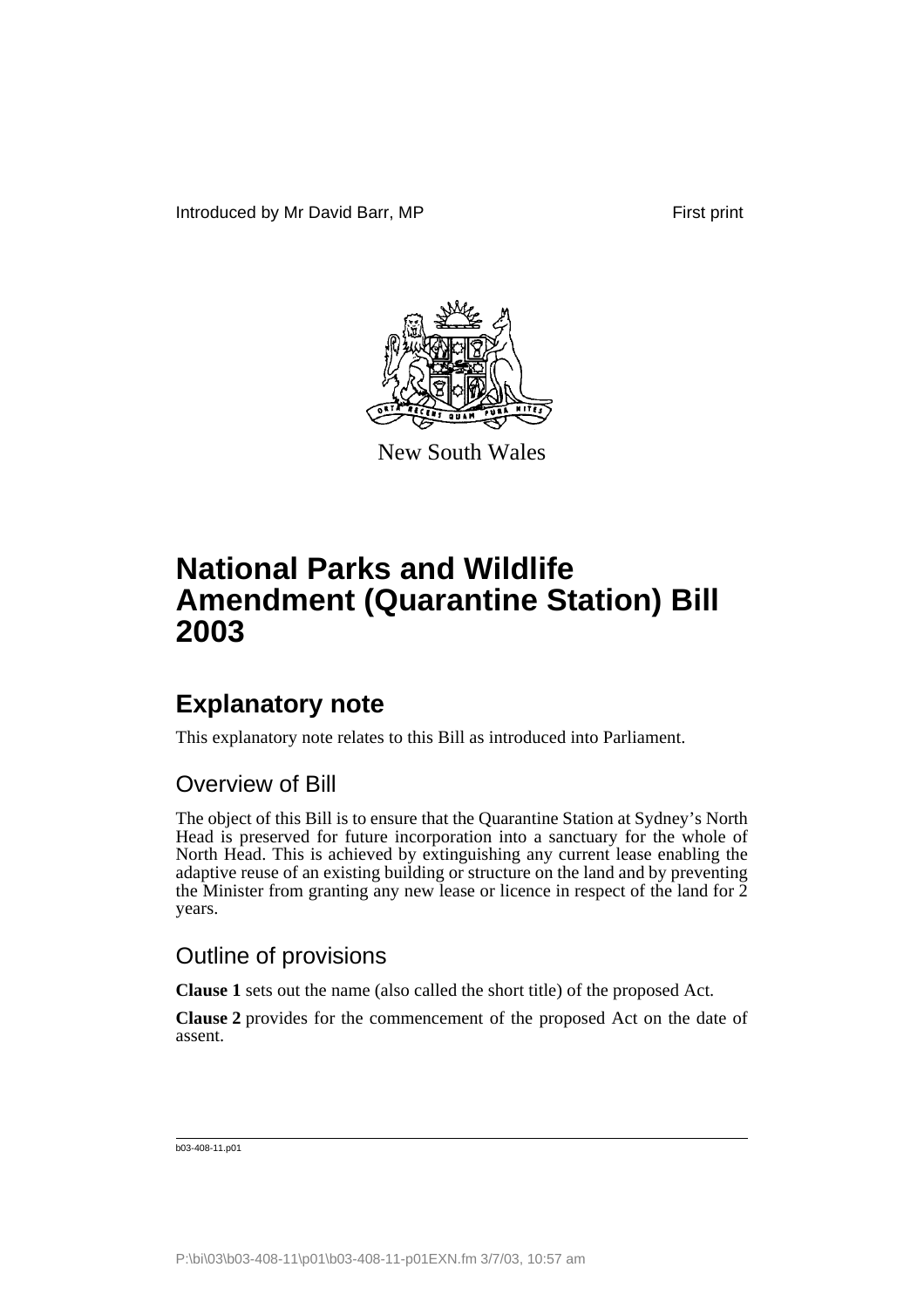Introduced by Mr David Barr, MP First print

New South Wales

# National Parks and Wildlife Amendment (Quarantine Station) Bill 2003

## Explanatory note

This explanatory note relates to this Bill as introduced into Parliament.

### Overview of Bill

The object of this Bill is to ensure that the Quarantine Station at Sydney's North Head is preserved for future incorporation into a sanctuary for the whole of North Head. This is achieved by extinguishing any current lease enabling the adaptive reuse of an existing building or structure on the land and by preventing the Minister from granting any new lease or licence in respect of the land for 2 years.

### Outline of provisions

**Clause 1** sets out the name (also called the short title) of the proposed Act.

**Clause 2** provides for the commencement of the proposed Act on the date of assent.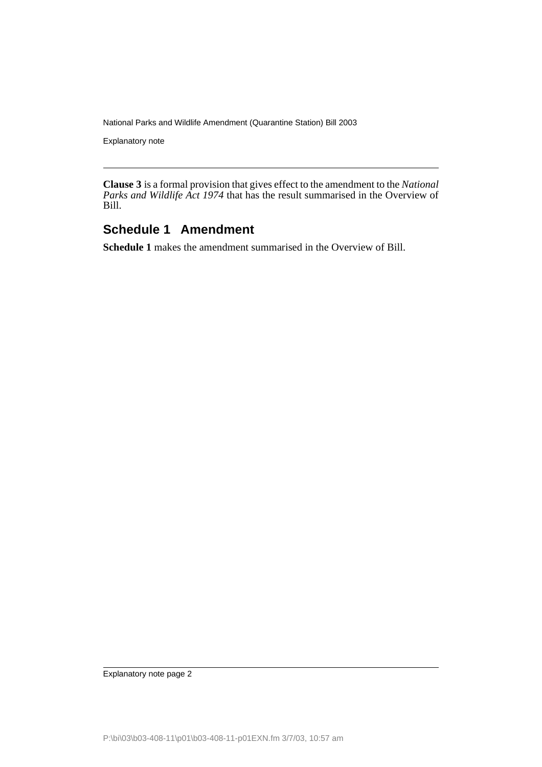**Clause 3** is a formal provision that gives effect to the amendment to the *National Parks and Wildlife Act 1974* that has the result summarised in the Overview of Bill.

## Schedule 1 Amendment

**Schedule 1** makes the amendment summarised in the Overview of Bill.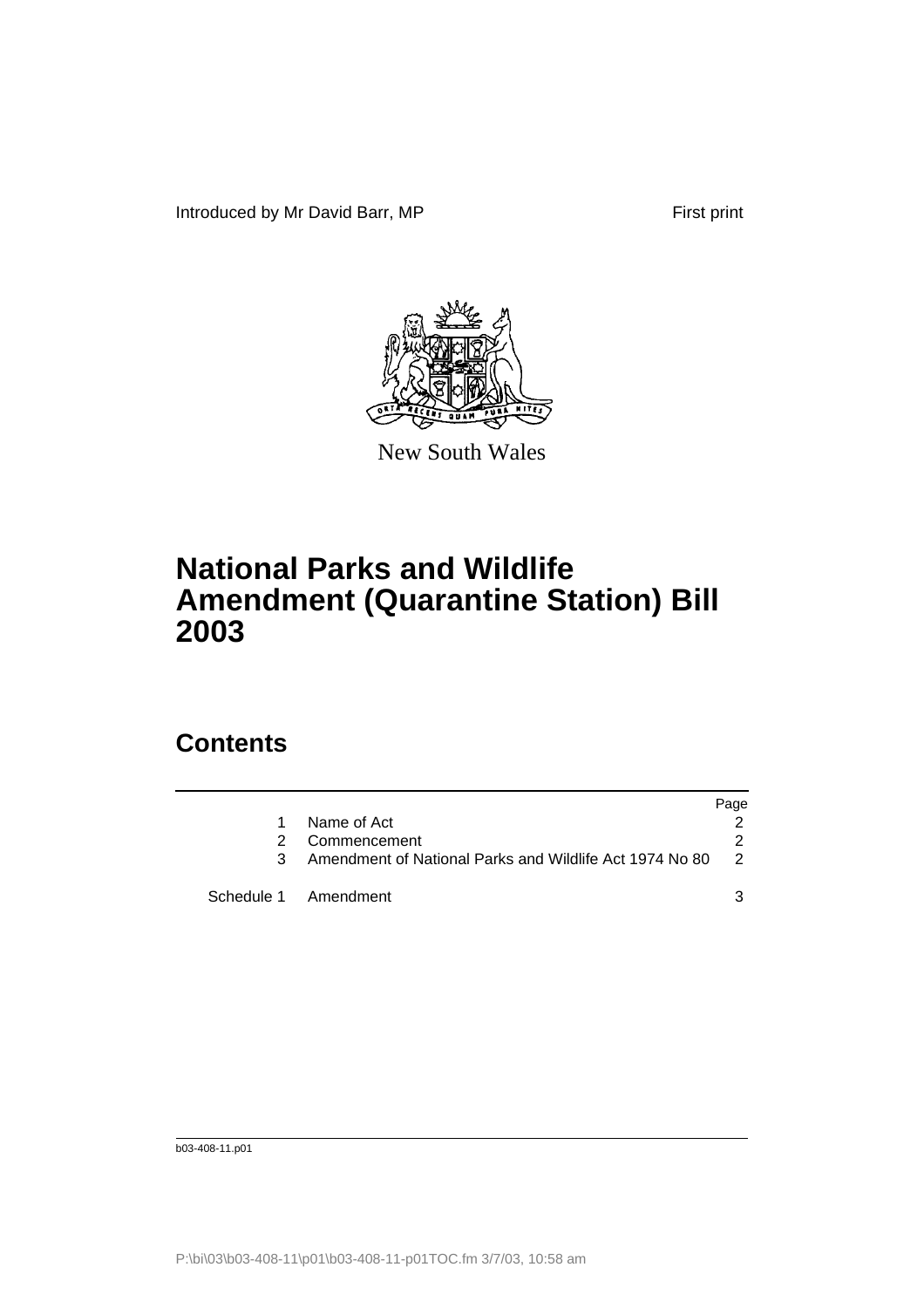Introduced by Mr David Barr, MP First print

New South Wales

# National Parks and Wildlife Amendment (Quarantine Station) Bill 2003

## Contents

| | | Page |
|---|---|---|
| 1 | Name of Act | 2 |
| 2 | Commencement | 2 |
| 3 | Amendment of National Parks and Wildlife Act 1974 No 80 | 2 |
| Schedule 1 | Amendment | 3 |

b03-408-11.p01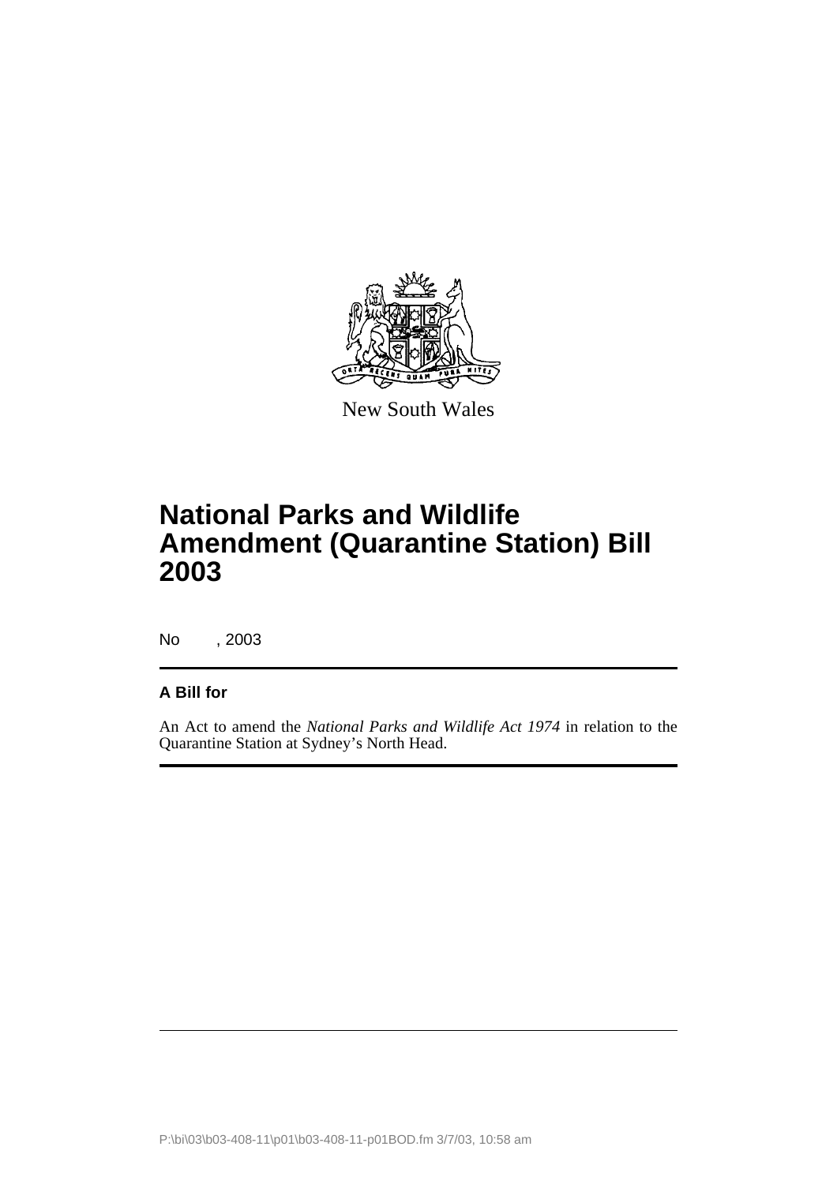New South Wales

# National Parks and Wildlife Amendment (Quarantine Station) Bill 2003

No , 2003

**A Bill for**

An Act to amend the *National Parks and Wildlife Act 1974* in relation to the Quarantine Station at Sydney's North Head.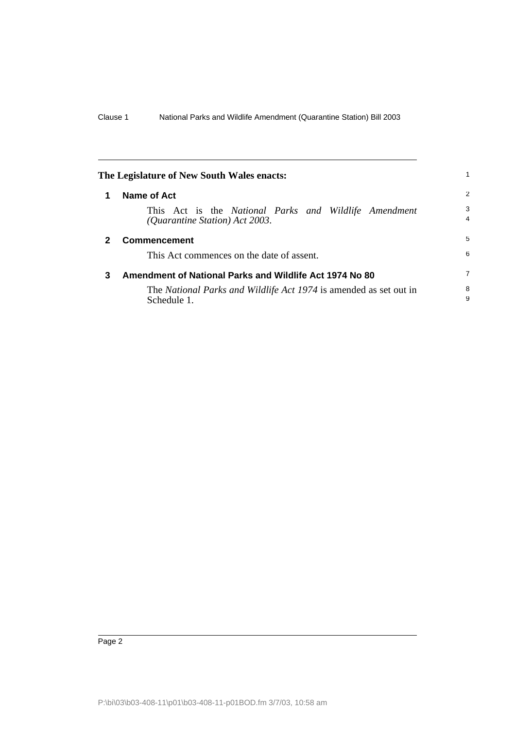**The Legislature of New South Wales enacts:**

## 1 Name of Act

This Act is the *National Parks and Wildlife Amendment (Quarantine Station) Act 2003*.

## 2 Commencement

This Act commences on the date of assent.

## 3 Amendment of National Parks and Wildlife Act 1974 No 80

The *National Parks and Wildlife Act 1974* is amended as set out in Schedule 1.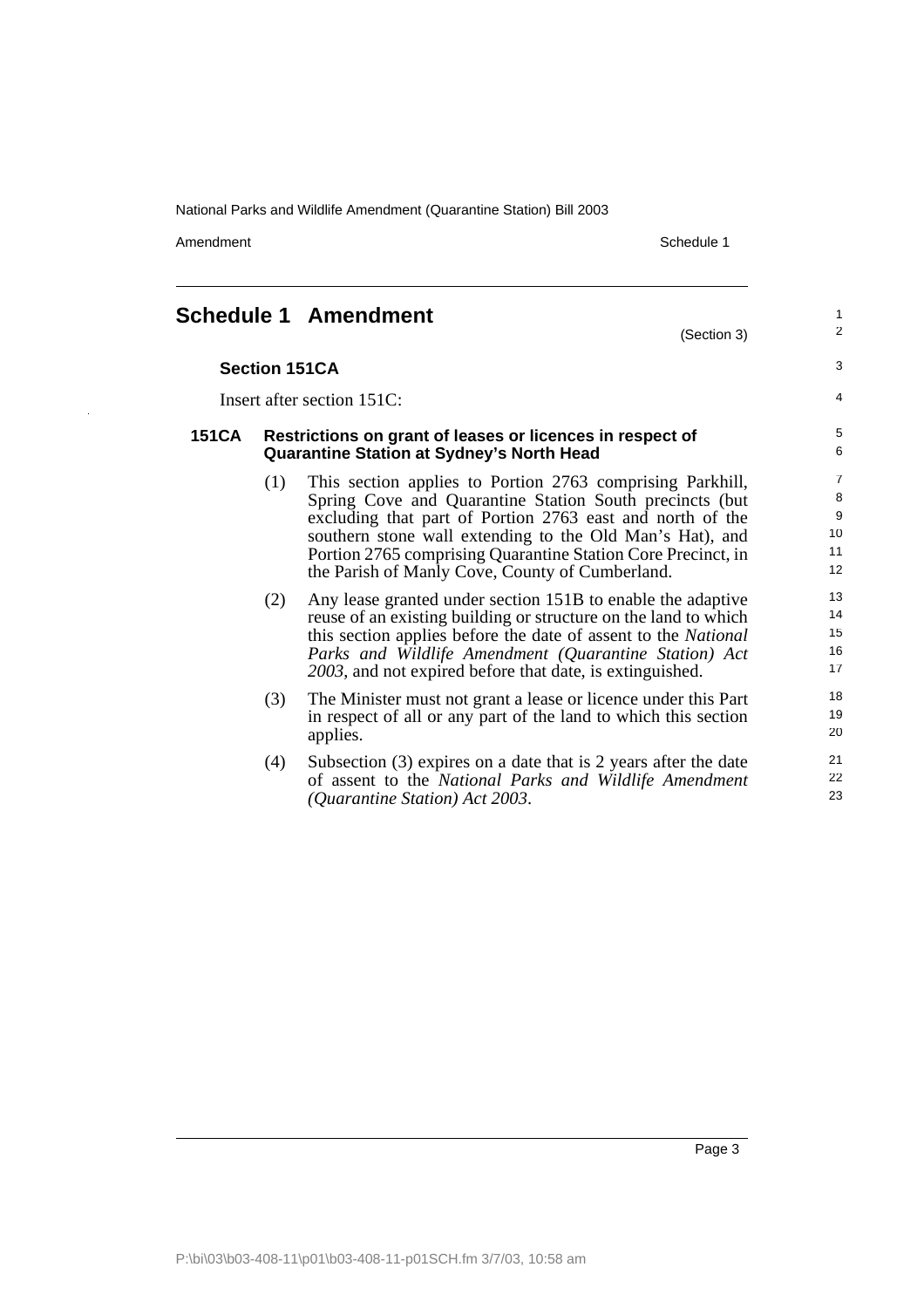## Schedule 1 Amendment

(Section 3)

### Section 151CA

Insert after section 151C:

#### 151CA Restrictions on grant of leases or licences in respect of Quarantine Station at Sydney's North Head

(1) This section applies to Portion 2763 comprising Parkhill, Spring Cove and Quarantine Station South precincts (but excluding that part of Portion 2763 east and north of the southern stone wall extending to the Old Man's Hat), and Portion 2765 comprising Quarantine Station Core Precinct, in the Parish of Manly Cove, County of Cumberland.

(2) Any lease granted under section 151B to enable the adaptive reuse of an existing building or structure on the land to which this section applies before the date of assent to the *National Parks and Wildlife Amendment (Quarantine Station) Act 2003*, and not expired before that date, is extinguished.

(3) The Minister must not grant a lease or licence under this Part in respect of all or any part of the land to which this section applies.

(4) Subsection (3) expires on a date that is 2 years after the date of assent to the *National Parks and Wildlife Amendment (Quarantine Station) Act 2003*.